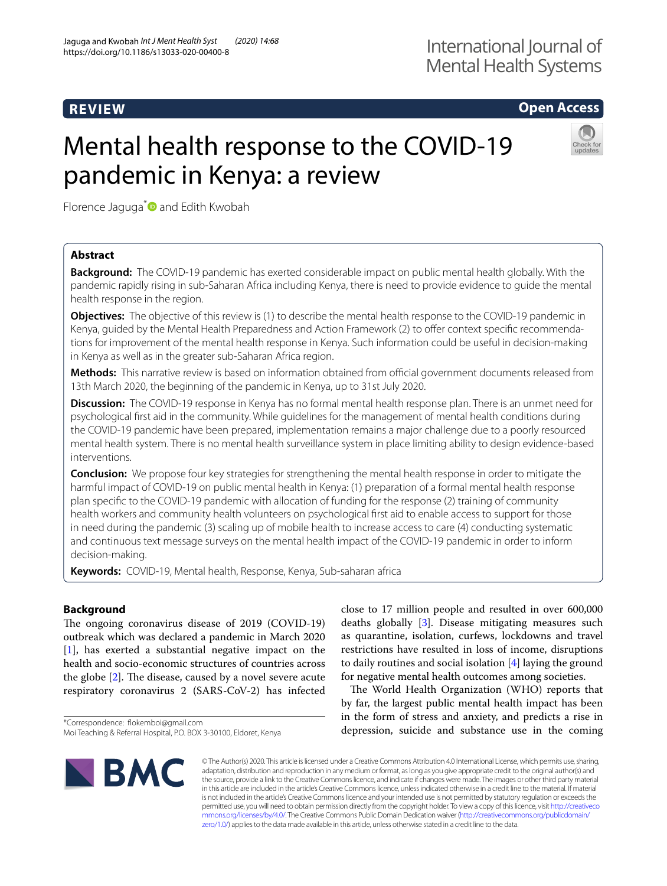REVIEW

Open Access

# Mental health response to the COVID-19 pandemic in Kenya: a review

Florence Jaguga* and Edith Kwobah

## Abstract

**Background:** The COVID-19 pandemic has exerted considerable impact on public mental health globally. With the pandemic rapidly rising in sub-Saharan Africa including Kenya, there is need to provide evidence to guide the mental health response in the region.

**Objectives:** The objective of this review is (1) to describe the mental health response to the COVID-19 pandemic in Kenya, guided by the Mental Health Preparedness and Action Framework (2) to offer context specific recommendations for improvement of the mental health response in Kenya. Such information could be useful in decision-making in Kenya as well as in the greater sub-Saharan Africa region.

**Methods:** This narrative review is based on information obtained from official government documents released from 13th March 2020, the beginning of the pandemic in Kenya, up to 31st July 2020.

**Discussion:** The COVID-19 response in Kenya has no formal mental health response plan. There is an unmet need for psychological first aid in the community. While guidelines for the management of mental health conditions during the COVID-19 pandemic have been prepared, implementation remains a major challenge due to a poorly resourced mental health system. There is no mental health surveillance system in place limiting ability to design evidence-based interventions.

**Conclusion:** We propose four key strategies for strengthening the mental health response in order to mitigate the harmful impact of COVID-19 on public mental health in Kenya: (1) preparation of a formal mental health response plan specific to the COVID-19 pandemic with allocation of funding for the response (2) training of community health workers and community health volunteers on psychological first aid to enable access to support for those in need during the pandemic (3) scaling up of mobile health to increase access to care (4) conducting systematic and continuous text message surveys on the mental health impact of the COVID-19 pandemic in order to inform decision-making.

**Keywords:** COVID-19, Mental health, Response, Kenya, Sub-saharan africa

## Background

The ongoing coronavirus disease of 2019 (COVID-19) outbreak which was declared a pandemic in March 2020 [1], has exerted a substantial negative impact on the health and socio-economic structures of countries across the globe [2]. The disease, caused by a novel severe acute respiratory coronavirus 2 (SARS-CoV-2) has infected close to 17 million people and resulted in over 600,000 deaths globally [3]. Disease mitigating measures such as quarantine, isolation, curfews, lockdowns and travel restrictions have resulted in loss of income, disruptions to daily routines and social isolation [4] laying the ground for negative mental health outcomes among societies.

The World Health Organization (WHO) reports that by far, the largest public mental health impact has been in the form of stress and anxiety, and predicts a rise in depression, suicide and substance use in the coming

*Correspondence: flokemboi@gmail.com
Moi Teaching & Referral Hospital, P.O. BOX 3-30100, Eldoret, Kenya

© The Author(s) 2020. This article is licensed under a Creative Commons Attribution 4.0 International License, which permits use, sharing, adaptation, distribution and reproduction in any medium or format, as long as you give appropriate credit to the original author(s) and the source, provide a link to the Creative Commons licence, and indicate if changes were made. The images or other third party material in this article are included in the article's Creative Commons licence, unless indicated otherwise in a credit line to the material. If material is not included in the article's Creative Commons licence and your intended use is not permitted by statutory regulation or exceeds the permitted use, you will need to obtain permission directly from the copyright holder. To view a copy of this licence, visit http://creativecommons.org/licenses/by/4.0/. The Creative Commons Public Domain Dedication waiver (http://creativecommons.org/publicdomain/zero/1.0/) applies to the data made available in this article, unless otherwise stated in a credit line to the data.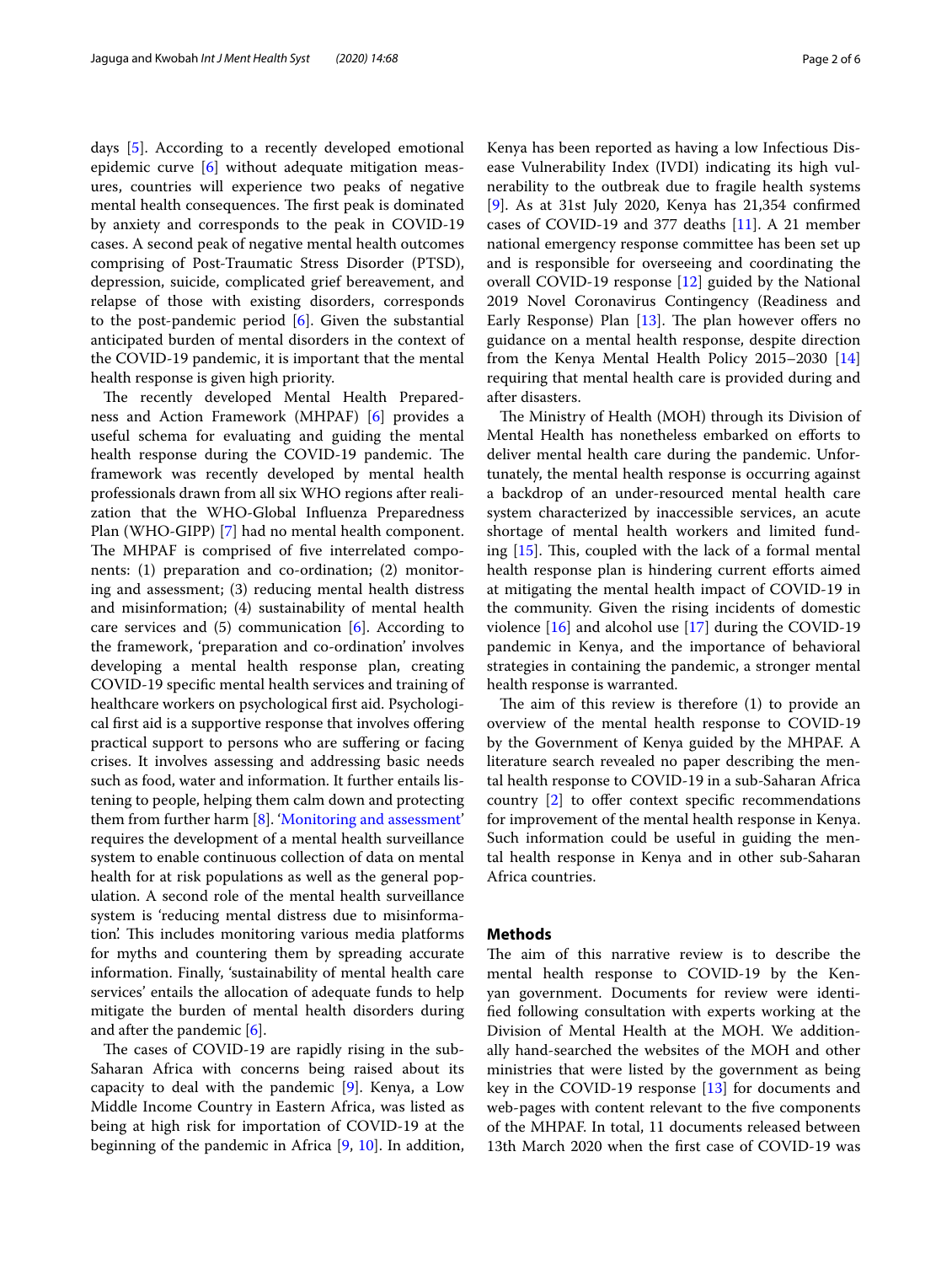days [5]. According to a recently developed emotional epidemic curve [6] without adequate mitigation measures, countries will experience two peaks of negative mental health consequences. The first peak is dominated by anxiety and corresponds to the peak in COVID-19 cases. A second peak of negative mental health outcomes comprising of Post-Traumatic Stress Disorder (PTSD), depression, suicide, complicated grief bereavement, and relapse of those with existing disorders, corresponds to the post-pandemic period [6]. Given the substantial anticipated burden of mental disorders in the context of the COVID-19 pandemic, it is important that the mental health response is given high priority.

The recently developed Mental Health Preparedness and Action Framework (MHPAF) [6] provides a useful schema for evaluating and guiding the mental health response during the COVID-19 pandemic. The framework was recently developed by mental health professionals drawn from all six WHO regions after realization that the WHO-Global Influenza Preparedness Plan (WHO-GIPP) [7] had no mental health component. The MHPAF is comprised of five interrelated components: (1) preparation and co-ordination; (2) monitoring and assessment; (3) reducing mental health distress and misinformation; (4) sustainability of mental health care services and (5) communication [6]. According to the framework, 'preparation and co-ordination' involves developing a mental health response plan, creating COVID-19 specific mental health services and training of healthcare workers on psychological first aid. Psychological first aid is a supportive response that involves offering practical support to persons who are suffering or facing crises. It involves assessing and addressing basic needs such as food, water and information. It further entails listening to people, helping them calm down and protecting them from further harm [8]. 'Monitoring and assessment' requires the development of a mental health surveillance system to enable continuous collection of data on mental health for at risk populations as well as the general population. A second role of the mental health surveillance system is 'reducing mental distress due to misinformation'. This includes monitoring various media platforms for myths and countering them by spreading accurate information. Finally, 'sustainability of mental health care services' entails the allocation of adequate funds to help mitigate the burden of mental health disorders during and after the pandemic [6].

The cases of COVID-19 are rapidly rising in the sub-Saharan Africa with concerns being raised about its capacity to deal with the pandemic [9]. Kenya, a Low Middle Income Country in Eastern Africa, was listed as being at high risk for importation of COVID-19 at the beginning of the pandemic in Africa [9, 10]. In addition, Kenya has been reported as having a low Infectious Disease Vulnerability Index (IVDI) indicating its high vulnerability to the outbreak due to fragile health systems [9]. As at 31st July 2020, Kenya has 21,354 confirmed cases of COVID-19 and 377 deaths [11]. A 21 member national emergency response committee has been set up and is responsible for overseeing and coordinating the overall COVID-19 response [12] guided by the National 2019 Novel Coronavirus Contingency (Readiness and Early Response) Plan [13]. The plan however offers no guidance on a mental health response, despite direction from the Kenya Mental Health Policy 2015–2030 [14] requiring that mental health care is provided during and after disasters.

The Ministry of Health (MOH) through its Division of Mental Health has nonetheless embarked on efforts to deliver mental health care during the pandemic. Unfortunately, the mental health response is occurring against a backdrop of an under-resourced mental health care system characterized by inaccessible services, an acute shortage of mental health workers and limited funding [15]. This, coupled with the lack of a formal mental health response plan is hindering current efforts aimed at mitigating the mental health impact of COVID-19 in the community. Given the rising incidents of domestic violence [16] and alcohol use [17] during the COVID-19 pandemic in Kenya, and the importance of behavioral strategies in containing the pandemic, a stronger mental health response is warranted.

The aim of this review is therefore (1) to provide an overview of the mental health response to COVID-19 by the Government of Kenya guided by the MHPAF. A literature search revealed no paper describing the mental health response to COVID-19 in a sub-Saharan Africa country [2] to offer context specific recommendations for improvement of the mental health response in Kenya. Such information could be useful in guiding the mental health response in Kenya and in other sub-Saharan Africa countries.

## Methods

The aim of this narrative review is to describe the mental health response to COVID-19 by the Kenyan government. Documents for review were identified following consultation with experts working at the Division of Mental Health at the MOH. We additionally hand-searched the websites of the MOH and other ministries that were listed by the government as being key in the COVID-19 response [13] for documents and web-pages with content relevant to the five components of the MHPAF. In total, 11 documents released between 13th March 2020 when the first case of COVID-19 was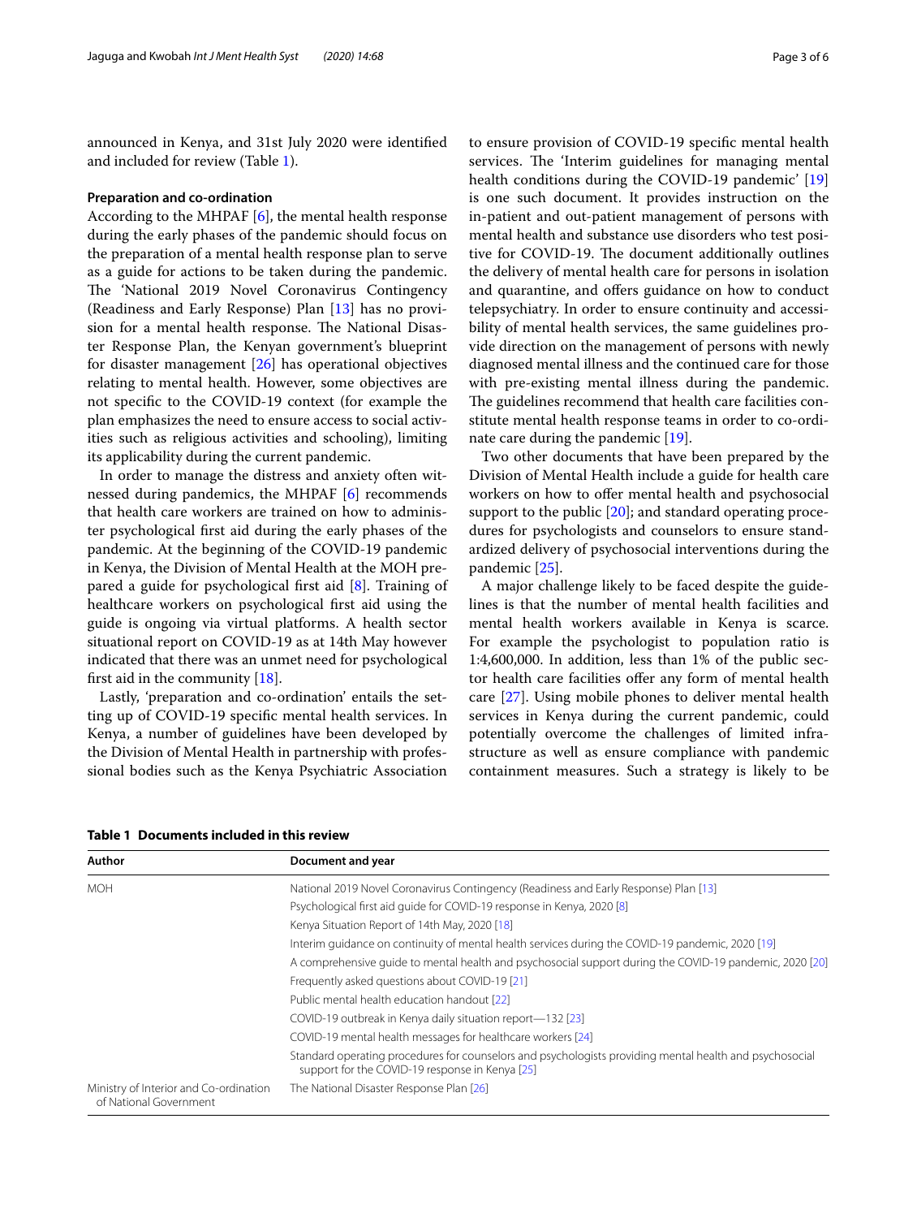announced in Kenya, and 31st July 2020 were identified and included for review (Table 1).

### Preparation and co-ordination

According to the MHPAF [6], the mental health response during the early phases of the pandemic should focus on the preparation of a mental health response plan to serve as a guide for actions to be taken during the pandemic. The 'National 2019 Novel Coronavirus Contingency (Readiness and Early Response) Plan [13] has no provision for a mental health response. The National Disaster Response Plan, the Kenyan government's blueprint for disaster management [26] has operational objectives relating to mental health. However, some objectives are not specific to the COVID-19 context (for example the plan emphasizes the need to ensure access to social activities such as religious activities and schooling), limiting its applicability during the current pandemic.

In order to manage the distress and anxiety often witnessed during pandemics, the MHPAF [6] recommends that health care workers are trained on how to administer psychological first aid during the early phases of the pandemic. At the beginning of the COVID-19 pandemic in Kenya, the Division of Mental Health at the MOH prepared a guide for psychological first aid [8]. Training of healthcare workers on psychological first aid using the guide is ongoing via virtual platforms. A health sector situational report on COVID-19 as at 14th May however indicated that there was an unmet need for psychological first aid in the community [18].

Lastly, 'preparation and co-ordination' entails the setting up of COVID-19 specific mental health services. In Kenya, a number of guidelines have been developed by the Division of Mental Health in partnership with professional bodies such as the Kenya Psychiatric Association to ensure provision of COVID-19 specific mental health services. The 'Interim guidelines for managing mental health conditions during the COVID-19 pandemic' [19] is one such document. It provides instruction on the in-patient and out-patient management of persons with mental health and substance use disorders who test positive for COVID-19. The document additionally outlines the delivery of mental health care for persons in isolation and quarantine, and offers guidance on how to conduct telepsychiatry. In order to ensure continuity and accessibility of mental health services, the same guidelines provide direction on the management of persons with newly diagnosed mental illness and the continued care for those with pre-existing mental illness during the pandemic. The guidelines recommend that health care facilities constitute mental health response teams in order to co-ordinate care during the pandemic [19].

Two other documents that have been prepared by the Division of Mental Health include a guide for health care workers on how to offer mental health and psychosocial support to the public [20]; and standard operating procedures for psychologists and counselors to ensure standardized delivery of psychosocial interventions during the pandemic [25].

A major challenge likely to be faced despite the guidelines is that the number of mental health facilities and mental health workers available in Kenya is scarce. For example the psychologist to population ratio is 1:4,600,000. In addition, less than 1% of the public sector health care facilities offer any form of mental health care [27]. Using mobile phones to deliver mental health services in Kenya during the current pandemic, could potentially overcome the challenges of limited infrastructure as well as ensure compliance with pandemic containment measures. Such a strategy is likely to be

**Table 1 Documents included in this review**

| Author | Document and year |
|---|---|
| MOH | National 2019 Novel Coronavirus Contingency (Readiness and Early Response) Plan [13] |
| | Psychological first aid guide for COVID-19 response in Kenya, 2020 [8] |
| | Kenya Situation Report of 14th May, 2020 [18] |
| | Interim guidance on continuity of mental health services during the COVID-19 pandemic, 2020 [19] |
| | A comprehensive guide to mental health and psychosocial support during the COVID-19 pandemic, 2020 [20] |
| | Frequently asked questions about COVID-19 [21] |
| | Public mental health education handout [22] |
| | COVID-19 outbreak in Kenya daily situation report—132 [23] |
| | COVID-19 mental health messages for healthcare workers [24] |
| | Standard operating procedures for counselors and psychologists providing mental health and psychosocial support for the COVID-19 response in Kenya [25] |
| Ministry of Interior and Co-ordination of National Government | The National Disaster Response Plan [26] |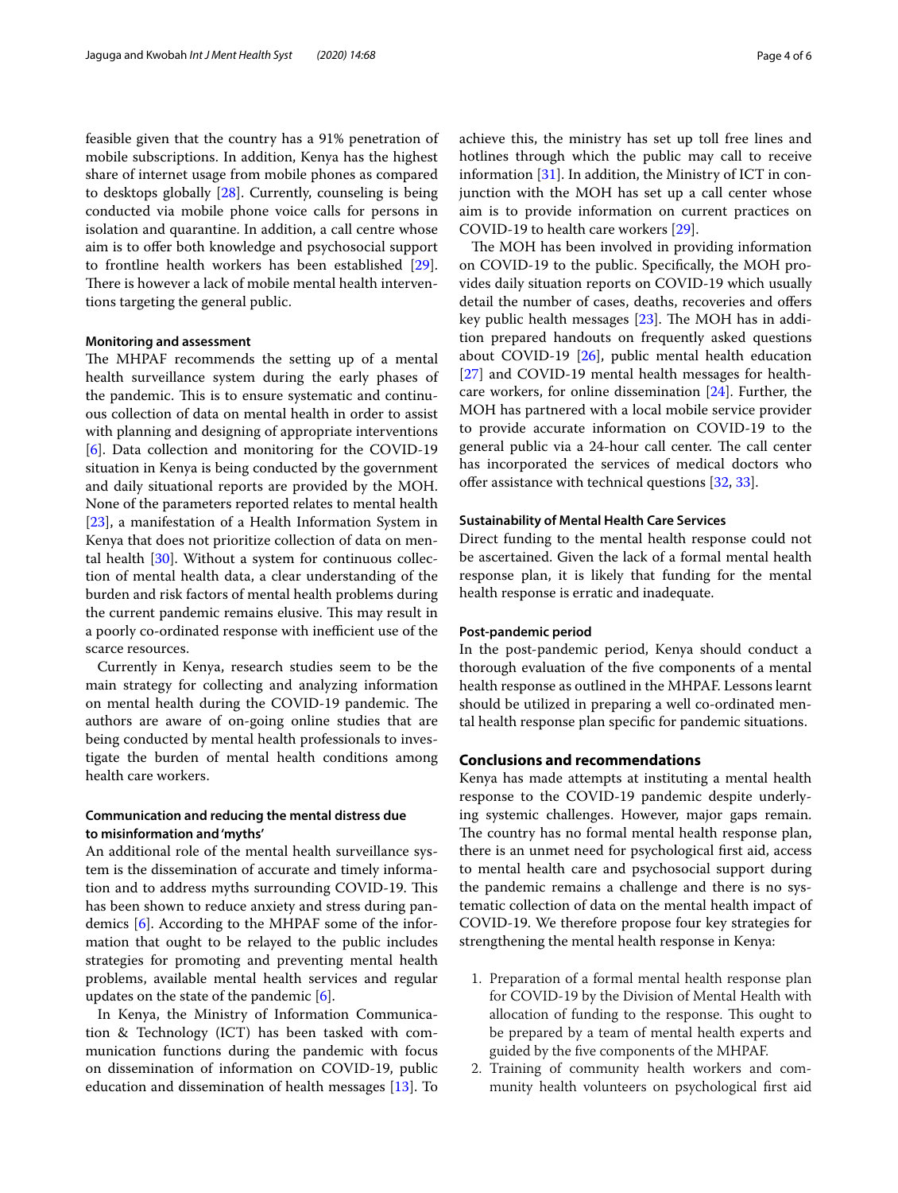feasible given that the country has a 91% penetration of mobile subscriptions. In addition, Kenya has the highest share of internet usage from mobile phones as compared to desktops globally [28]. Currently, counseling is being conducted via mobile phone voice calls for persons in isolation and quarantine. In addition, a call centre whose aim is to offer both knowledge and psychosocial support to frontline health workers has been established [29]. There is however a lack of mobile mental health interventions targeting the general public.

#### Monitoring and assessment

The MHPAF recommends the setting up of a mental health surveillance system during the early phases of the pandemic. This is to ensure systematic and continuous collection of data on mental health in order to assist with planning and designing of appropriate interventions [6]. Data collection and monitoring for the COVID-19 situation in Kenya is being conducted by the government and daily situational reports are provided by the MOH. None of the parameters reported relates to mental health [23], a manifestation of a Health Information System in Kenya that does not prioritize collection of data on mental health [30]. Without a system for continuous collection of mental health data, a clear understanding of the burden and risk factors of mental health problems during the current pandemic remains elusive. This may result in a poorly co-ordinated response with inefficient use of the scarce resources.

Currently in Kenya, research studies seem to be the main strategy for collecting and analyzing information on mental health during the COVID-19 pandemic. The authors are aware of on-going online studies that are being conducted by mental health professionals to investigate the burden of mental health conditions among health care workers.

#### Communication and reducing the mental distress due to misinformation and 'myths'

An additional role of the mental health surveillance system is the dissemination of accurate and timely information and to address myths surrounding COVID-19. This has been shown to reduce anxiety and stress during pandemics [6]. According to the MHPAF some of the information that ought to be relayed to the public includes strategies for promoting and preventing mental health problems, available mental health services and regular updates on the state of the pandemic [6].

In Kenya, the Ministry of Information Communication & Technology (ICT) has been tasked with communication functions during the pandemic with focus on dissemination of information on COVID-19, public education and dissemination of health messages [13]. To achieve this, the ministry has set up toll free lines and hotlines through which the public may call to receive information [31]. In addition, the Ministry of ICT in conjunction with the MOH has set up a call center whose aim is to provide information on current practices on COVID-19 to health care workers [29].

The MOH has been involved in providing information on COVID-19 to the public. Specifically, the MOH provides daily situation reports on COVID-19 which usually detail the number of cases, deaths, recoveries and offers key public health messages [23]. The MOH has in addition prepared handouts on frequently asked questions about COVID-19 [26], public mental health education [27] and COVID-19 mental health messages for healthcare workers, for online dissemination [24]. Further, the MOH has partnered with a local mobile service provider to provide accurate information on COVID-19 to the general public via a 24-hour call center. The call center has incorporated the services of medical doctors who offer assistance with technical questions [32, 33].

#### Sustainability of Mental Health Care Services

Direct funding to the mental health response could not be ascertained. Given the lack of a formal mental health response plan, it is likely that funding for the mental health response is erratic and inadequate.

#### Post-pandemic period

In the post-pandemic period, Kenya should conduct a thorough evaluation of the five components of a mental health response as outlined in the MHPAF. Lessons learnt should be utilized in preparing a well co-ordinated mental health response plan specific for pandemic situations.

## Conclusions and recommendations

Kenya has made attempts at instituting a mental health response to the COVID-19 pandemic despite underlying systemic challenges. However, major gaps remain. The country has no formal mental health response plan, there is an unmet need for psychological first aid, access to mental health care and psychosocial support during the pandemic remains a challenge and there is no systematic collection of data on the mental health impact of COVID-19. We therefore propose four key strategies for strengthening the mental health response in Kenya:

1. Preparation of a formal mental health response plan for COVID-19 by the Division of Mental Health with allocation of funding to the response. This ought to be prepared by a team of mental health experts and guided by the five components of the MHPAF.
2. Training of community health workers and community health volunteers on psychological first aid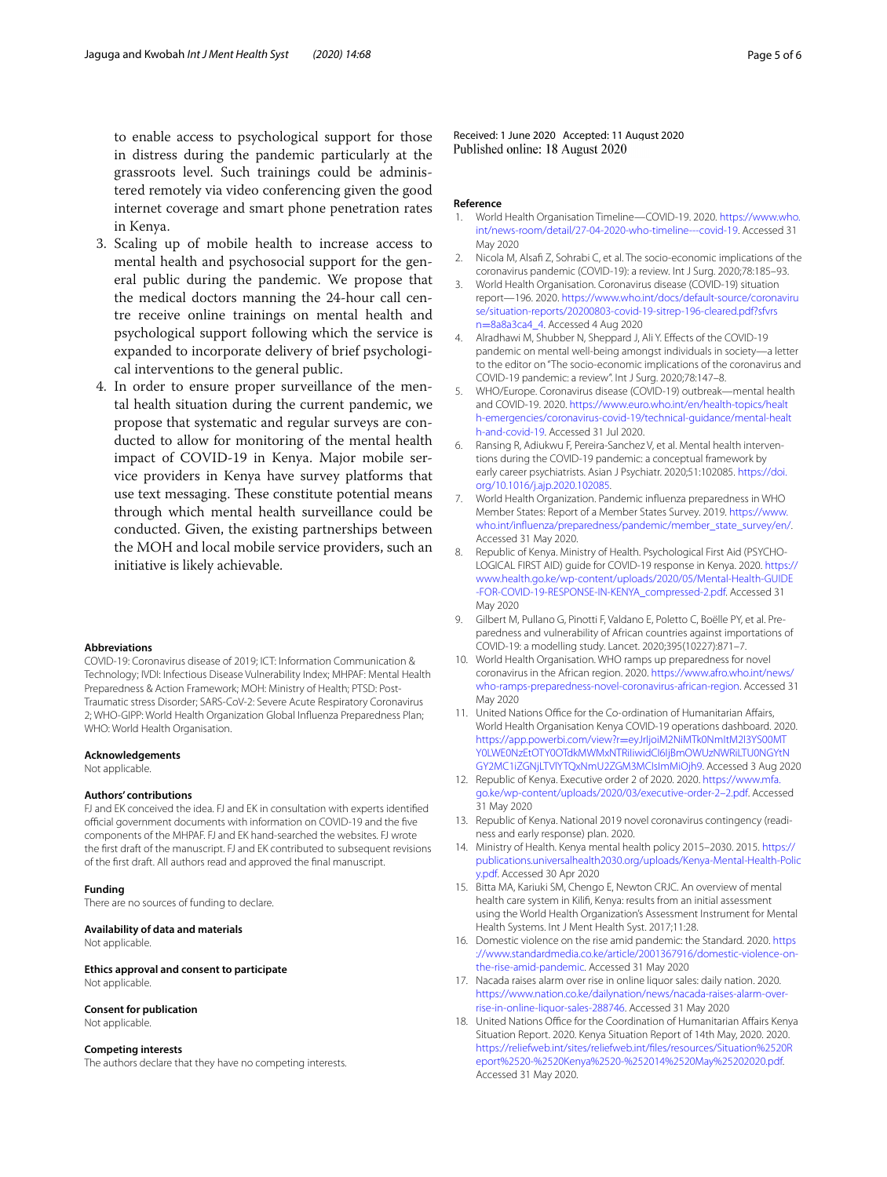to enable access to psychological support for those in distress during the pandemic particularly at the grassroots level. Such trainings could be administered remotely via video conferencing given the good internet coverage and smart phone penetration rates in Kenya.

3. Scaling up of mobile health to increase access to mental health and psychosocial support for the general public during the pandemic. We propose that the medical doctors manning the 24-hour call centre receive online trainings on mental health and psychological support following which the service is expanded to incorporate delivery of brief psychological interventions to the general public.
4. In order to ensure proper surveillance of the mental health situation during the current pandemic, we propose that systematic and regular surveys are conducted to allow for monitoring of the mental health impact of COVID-19 in Kenya. Major mobile service providers in Kenya have survey platforms that use text messaging. These constitute potential means through which mental health surveillance could be conducted. Given, the existing partnerships between the MOH and local mobile service providers, such an initiative is likely achievable.

### Abbreviations

COVID-19: Coronavirus disease of 2019; ICT: Information Communication & Technology; IVDI: Infectious Disease Vulnerability Index; MHPAF: Mental Health Preparedness & Action Framework; MOH: Ministry of Health; PTSD: Post-Traumatic stress Disorder; SARS-CoV-2: Severe Acute Respiratory Coronavirus 2; WHO-GIPP: World Health Organization Global Influenza Preparedness Plan; WHO: World Health Organisation.

### Acknowledgements

Not applicable.

### Authors' contributions

FJ and EK conceived the idea. FJ and EK in consultation with experts identified official government documents with information on COVID-19 and the five components of the MHPAF. FJ and EK hand-searched the websites. FJ wrote the first draft of the manuscript. FJ and EK contributed to subsequent revisions of the first draft. All authors read and approved the final manuscript.

### Funding

There are no sources of funding to declare.

### Availability of data and materials

Not applicable.

### Ethics approval and consent to participate

Not applicable.

### Consent for publication

Not applicable.

### Competing interests

The authors declare that they have no competing interests.

Received: 1 June 2020 Accepted: 11 August 2020
Published online: 18 August 2020

### Reference

1. World Health Organisation Timeline—COVID-19. 2020. https://www.who.int/news-room/detail/27-04-2020-who-timeline---covid-19. Accessed 31 May 2020
2. Nicola M, Alsafi Z, Sohrabi C, et al. The socio-economic implications of the coronavirus pandemic (COVID-19): a review. Int J Surg. 2020;78:185–93.
3. World Health Organisation. Coronavirus disease (COVID-19) situation report—196. 2020. https://www.who.int/docs/default-source/coronavirus​e/situation-reports/20200803-covid-19-sitrep-196-cleared.pdf?sfvrsn=8a8a3ca4_4. Accessed 4 Aug 2020
4. Alradhawi M, Shubber N, Sheppard J, Ali Y. Effects of the COVID-19 pandemic on mental well-being amongst individuals in society—a letter to the editor on "The socio-economic implications of the coronavirus and COVID-19 pandemic: a review". Int J Surg. 2020;78:147–8.
5. WHO/Europe. Coronavirus disease (COVID-19) outbreak—mental health and COVID-19. 2020. https://www.euro.who.int/en/health-topics/health-emergencies/coronavirus-covid-19/technical-guidance/mental-health-and-covid-19. Accessed 31 Jul 2020.
6. Ransing R, Adiukwu F, Pereira-Sanchez V, et al. Mental health interventions during the COVID-19 pandemic: a conceptual framework by early career psychiatrists. Asian J Psychiatr. 2020;51:102085. https://doi.org/10.1016/j.ajp.2020.102085.
7. World Health Organization. Pandemic influenza preparedness in WHO Member States: Report of a Member States Survey. 2019. https://www.who.int/influenza/preparedness/pandemic/member_state_survey/en/. Accessed 31 May 2020.
8. Republic of Kenya. Ministry of Health. Psychological First Aid (PSYCHOLOGICAL FIRST AID) guide for COVID-19 response in Kenya. 2020. https://www.health.go.ke/wp-content/uploads/2020/05/Mental-Health-GUIDE-FOR-COVID-19-RESPONSE-IN-KENYA_compressed-2.pdf. Accessed 31 May 2020
9. Gilbert M, Pullano G, Pinotti F, Valdano E, Poletto C, Boëlle PY, et al. Preparedness and vulnerability of African countries against importations of COVID-19: a modelling study. Lancet. 2020;395(10227):871–7.
10. World Health Organisation. WHO ramps up preparedness for novel coronavirus in the African region. 2020. https://www.afro.who.int/news/who-ramps-preparedness-novel-coronavirus-african-region. Accessed 31 May 2020
11. United Nations Office for the Co-ordination of Humanitarian Affairs, World Health Organisation Kenya COVID-19 operations dashboard. 2020. https://app.powerbi.com/view?r=eyJrIjoiM2NiMTk0NmItM2I3YS00MTY0LWE0NzEtOTY0OTdkMWMxNTRiIiwidCI6IjBmOWUzNWRiLTU0NGYtNGY2MC1iZGNjLTVlYTQxNmU2ZGM3MCIsImMiOjh9. Accessed 3 Aug 2020
12. Republic of Kenya. Executive order 2 of 2020. 2020. https://www.mfa.go.ke/wp-content/uploads/2020/03/executive-order-2–2.pdf. Accessed 31 May 2020
13. Republic of Kenya. National 2019 novel coronavirus contingency (readiness and early response) plan. 2020.
14. Ministry of Health. Kenya mental health policy 2015–2030. 2015. https://publications.universalhealth2030.org/uploads/Kenya-Mental-Health-Policy.pdf. Accessed 30 Apr 2020
15. Bitta MA, Kariuki SM, Chengo E, Newton CRJC. An overview of mental health care system in Kilifi, Kenya: results from an initial assessment using the World Health Organization's Assessment Instrument for Mental Health Systems. Int J Ment Health Syst. 2017;11:28.
16. Domestic violence on the rise amid pandemic: the Standard. 2020. https://www.standardmedia.co.ke/article/2001367916/domestic-violence-on-the-rise-amid-pandemic. Accessed 31 May 2020
17. Nacada raises alarm over rise in online liquor sales: daily nation. 2020. https://www.nation.co.ke/dailynation/news/nacada-raises-alarm-over-rise-in-online-liquor-sales-288746. Accessed 31 May 2020
18. United Nations Office for the Coordination of Humanitarian Affairs Kenya Situation Report. 2020. Kenya Situation Report of 14th May, 2020. 2020. https://reliefweb.int/sites/reliefweb.int/files/resources/Situation%2520Report%2520-%2520Kenya%2520-%252014%2520May%25202020.pdf. Accessed 31 May 2020.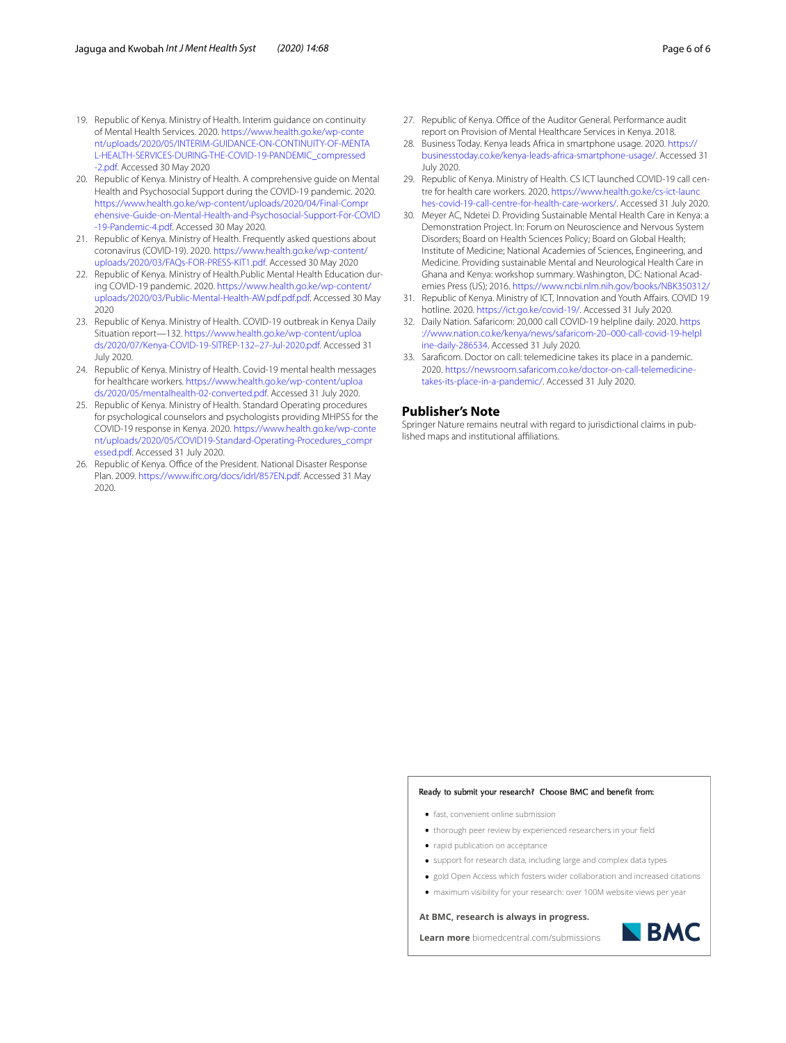19. Republic of Kenya. Ministry of Health. Interim guidance on continuity of Mental Health Services. 2020. https://www.health.go.ke/wp-content/uploads/2020/05/INTERIM-GUIDANCE-ON-CONTINUITY-OF-MENTAL-HEALTH-SERVICES-DURING-THE-COVID-19-PANDEMIC_compressed-2.pdf. Accessed 30 May 2020
20. Republic of Kenya. Ministry of Health. A comprehensive guide on Mental Health and Psychosocial Support during the COVID-19 pandemic. 2020. https://www.health.go.ke/wp-content/uploads/2020/04/Final-Comprehensive-Guide-on-Mental-Health-and-Psychosocial-Support-For-COVID-19-Pandemic-4.pdf. Accessed 30 May 2020.
21. Republic of Kenya. Ministry of Health. Frequently asked questions about coronavirus (COVID-19). 2020. https://www.health.go.ke/wp-content/uploads/2020/03/FAQs-FOR-PRESS-KIT1.pdf. Accessed 30 May 2020
22. Republic of Kenya. Ministry of Health.Public Mental Health Education during COVID-19 pandemic. 2020. https://www.health.go.ke/wp-content/uploads/2020/03/Public-Mental-Health-AW.pdf.pdf.pdf. Accessed 30 May 2020
23. Republic of Kenya. Ministry of Health. COVID-19 outbreak in Kenya Daily Situation report—132. https://www.health.go.ke/wp-content/uploads/2020/07/Kenya-COVID-19-SITREP-132–27-Jul-2020.pdf. Accessed 31 July 2020.
24. Republic of Kenya. Ministry of Health. Covid-19 mental health messages for healthcare workers. https://www.health.go.ke/wp-content/uploads/2020/05/mentalhealth-02-converted.pdf. Accessed 31 July 2020.
25. Republic of Kenya. Ministry of Health. Standard Operating procedures for psychological counselors and psychologists providing MHPSS for the COVID-19 response in Kenya. 2020. https://www.health.go.ke/wp-content/uploads/2020/05/COVID19-Standard-Operating-Procedures_compressed.pdf. Accessed 31 July 2020.
26. Republic of Kenya. Office of the President. National Disaster Response Plan. 2009. https://www.ifrc.org/docs/idrl/857EN.pdf. Accessed 31 May 2020.
27. Republic of Kenya. Office of the Auditor General. Performance audit report on Provision of Mental Healthcare Services in Kenya. 2018.
28. Business Today. Kenya leads Africa in smartphone usage. 2020. https://businesstoday.co.ke/kenya-leads-africa-smartphone-usage/. Accessed 31 July 2020.
29. Republic of Kenya. Ministry of Health. CS ICT launched COVID-19 call centre for health care workers. 2020. https://www.health.go.ke/cs-ict-launches-covid-19-call-centre-for-health-care-workers/. Accessed 31 July 2020.
30. Meyer AC, Ndetei D. Providing Sustainable Mental Health Care in Kenya: a Demonstration Project. In: Forum on Neuroscience and Nervous System Disorders; Board on Health Sciences Policy; Board on Global Health; Institute of Medicine; National Academies of Sciences, Engineering, and Medicine. Providing sustainable Mental and Neurological Health Care in Ghana and Kenya: workshop summary. Washington, DC: National Academies Press (US); 2016. https://www.ncbi.nlm.nih.gov/books/NBK350312/
31. Republic of Kenya. Ministry of ICT, Innovation and Youth Affairs. COVID 19 hotline. 2020. https://ict.go.ke/covid-19/. Accessed 31 July 2020.
32. Daily Nation. Safaricom: 20,000 call COVID-19 helpline daily. 2020. https://www.nation.co.ke/kenya/news/safaricom-20–000-call-covid-19-helpline-daily-286534. Accessed 31 July 2020.
33. Saraficom. Doctor on call: telemedicine takes its place in a pandemic. 2020. https://newsroom.safaricom.co.ke/doctor-on-call-telemedicine-takes-its-place-in-a-pandemic/. Accessed 31 July 2020.

## Publisher's Note

Springer Nature remains neutral with regard to jurisdictional claims in published maps and institutional affiliations.

Ready to submit your research? Choose BMC and benefit from:

- fast, convenient online submission
- thorough peer review by experienced researchers in your field
- rapid publication on acceptance
- support for research data, including large and complex data types
- gold Open Access which fosters wider collaboration and increased citations
- maximum visibility for your research: over 100M website views per year

**At BMC, research is always in progress.**

**Learn more** biomedcentral.com/submissions

BMC